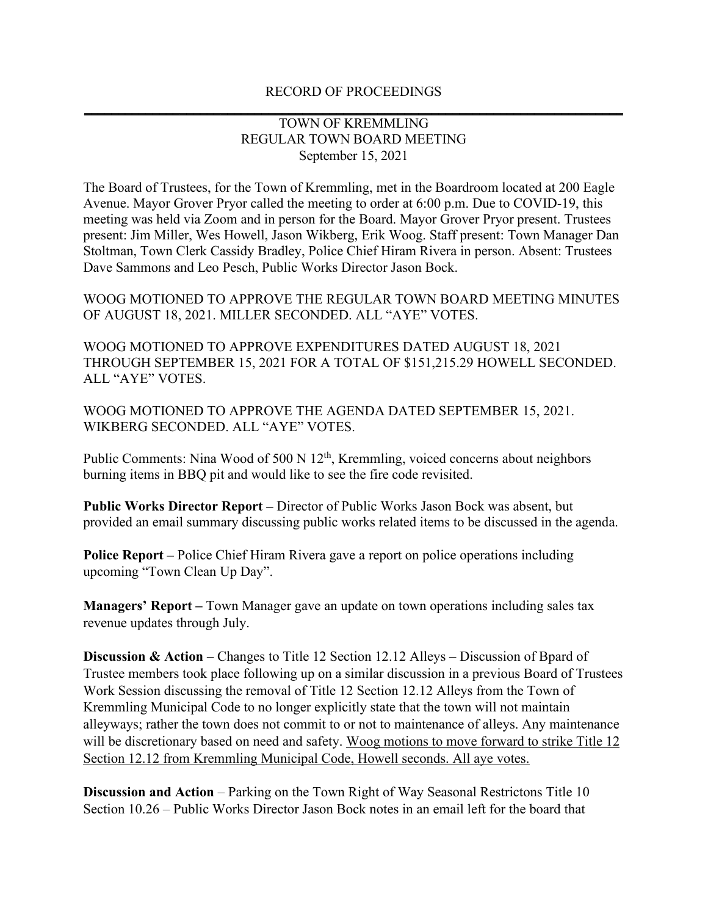RECORD OF PROCEEDINGS

TOWN OF KREMMLING
REGULAR TOWN BOARD MEETING
September 15, 2021

The Board of Trustees, for the Town of Kremmling, met in the Boardroom located at 200 Eagle Avenue. Mayor Grover Pryor called the meeting to order at 6:00 p.m. Due to COVID-19, this meeting was held via Zoom and in person for the Board. Mayor Grover Pryor present. Trustees present: Jim Miller, Wes Howell, Jason Wikberg, Erik Woog. Staff present: Town Manager Dan Stoltman, Town Clerk Cassidy Bradley, Police Chief Hiram Rivera in person. Absent: Trustees Dave Sammons and Leo Pesch, Public Works Director Jason Bock.

WOOG MOTIONED TO APPROVE THE REGULAR TOWN BOARD MEETING MINUTES OF AUGUST 18, 2021. MILLER SECONDED. ALL "AYE" VOTES.

WOOG MOTIONED TO APPROVE EXPENDITURES DATED AUGUST 18, 2021 THROUGH SEPTEMBER 15, 2021 FOR A TOTAL OF $151,215.29 HOWELL SECONDED. ALL "AYE" VOTES.

WOOG MOTIONED TO APPROVE THE AGENDA DATED SEPTEMBER 15, 2021. WIKBERG SECONDED. ALL "AYE" VOTES.

Public Comments: Nina Wood of 500 N 12th, Kremmling, voiced concerns about neighbors burning items in BBQ pit and would like to see the fire code revisited.

**Public Works Director Report –** Director of Public Works Jason Bock was absent, but provided an email summary discussing public works related items to be discussed in the agenda.

**Police Report –** Police Chief Hiram Rivera gave a report on police operations including upcoming "Town Clean Up Day".

**Managers' Report –** Town Manager gave an update on town operations including sales tax revenue updates through July.

**Discussion & Action** – Changes to Title 12 Section 12.12 Alleys – Discussion of Bpard of Trustee members took place following up on a similar discussion in a previous Board of Trustees Work Session discussing the removal of Title 12 Section 12.12 Alleys from the Town of Kremmling Municipal Code to no longer explicitly state that the town will not maintain alleyways; rather the town does not commit to or not to maintenance of alleys. Any maintenance will be discretionary based on need and safety. <u>Woog motions to move forward to strike Title 12 Section 12.12 from Kremmling Municipal Code, Howell seconds. All aye votes.</u>

**Discussion and Action** – Parking on the Town Right of Way Seasonal Restrictons Title 10 Section 10.26 – Public Works Director Jason Bock notes in an email left for the board that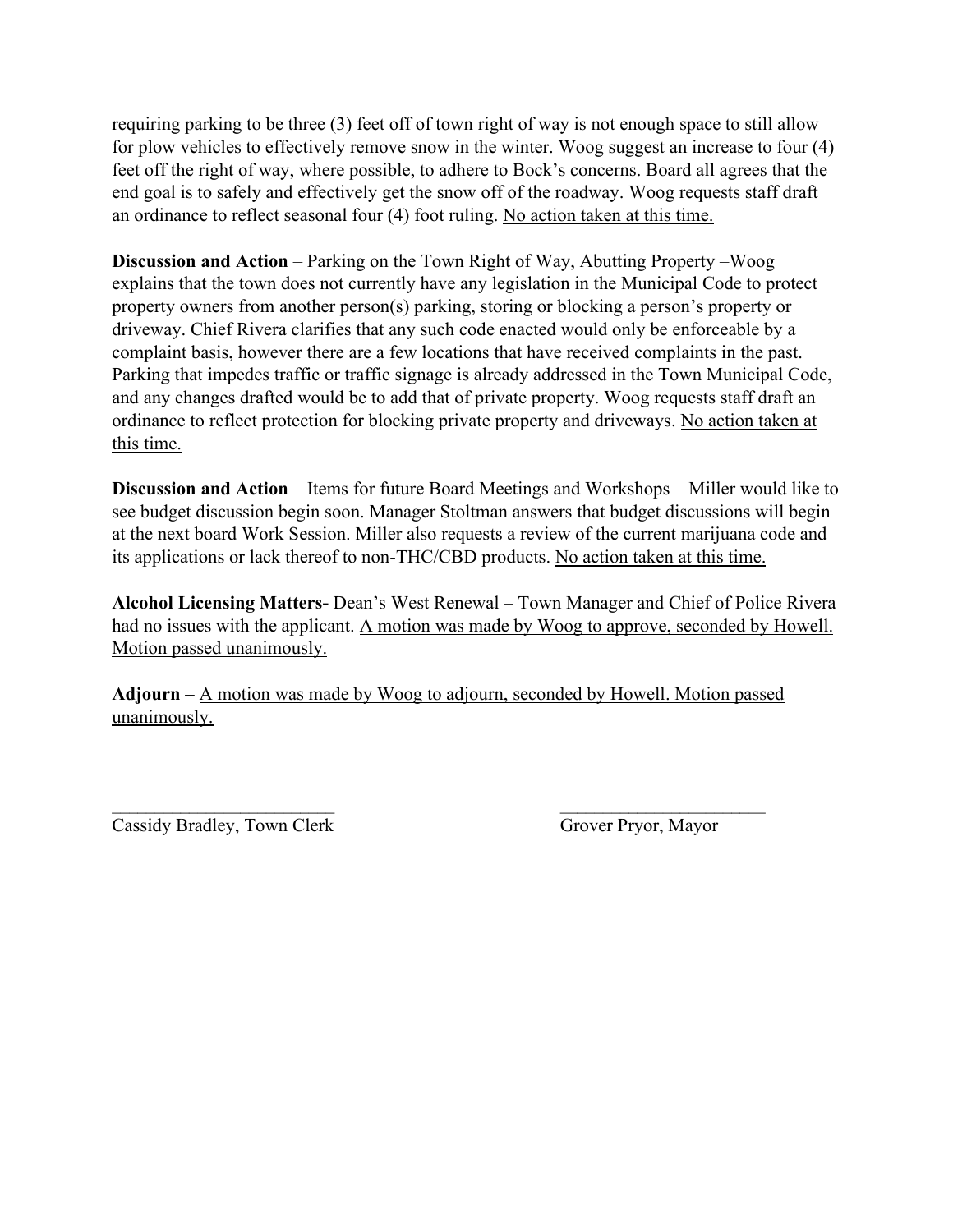requiring parking to be three (3) feet off of town right of way is not enough space to still allow for plow vehicles to effectively remove snow in the winter. Woog suggest an increase to four (4) feet off the right of way, where possible, to adhere to Bock's concerns. Board all agrees that the end goal is to safely and effectively get the snow off of the roadway. Woog requests staff draft an ordinance to reflect seasonal four (4) foot ruling. <u>No action taken at this time.</u>

**Discussion and Action** – Parking on the Town Right of Way, Abutting Property –Woog explains that the town does not currently have any legislation in the Municipal Code to protect property owners from another person(s) parking, storing or blocking a person's property or driveway. Chief Rivera clarifies that any such code enacted would only be enforceable by a complaint basis, however there are a few locations that have received complaints in the past. Parking that impedes traffic or traffic signage is already addressed in the Town Municipal Code, and any changes drafted would be to add that of private property. Woog requests staff draft an ordinance to reflect protection for blocking private property and driveways. <u>No action taken at this time.</u>

**Discussion and Action** – Items for future Board Meetings and Workshops – Miller would like to see budget discussion begin soon. Manager Stoltman answers that budget discussions will begin at the next board Work Session. Miller also requests a review of the current marijuana code and its applications or lack thereof to non-THC/CBD products. <u>No action taken at this time.</u>

**Alcohol Licensing Matters-** Dean's West Renewal – Town Manager and Chief of Police Rivera had no issues with the applicant. <u>A motion was made by Woog to approve, seconded by Howell. Motion passed unanimously.</u>

**Adjourn –** <u>A motion was made by Woog to adjourn, seconded by Howell. Motion passed unanimously.</u>

\_\_\_\_\_\_\_\_\_\_\_\_\_\_\_\_\_\_\_\_\_\_\_\_\_\_
Cassidy Bradley, Town Clerk

\_\_\_\_\_\_\_\_\_\_\_\_\_\_\_\_\_\_\_\_\_\_\_\_\_\_
Grover Pryor, Mayor